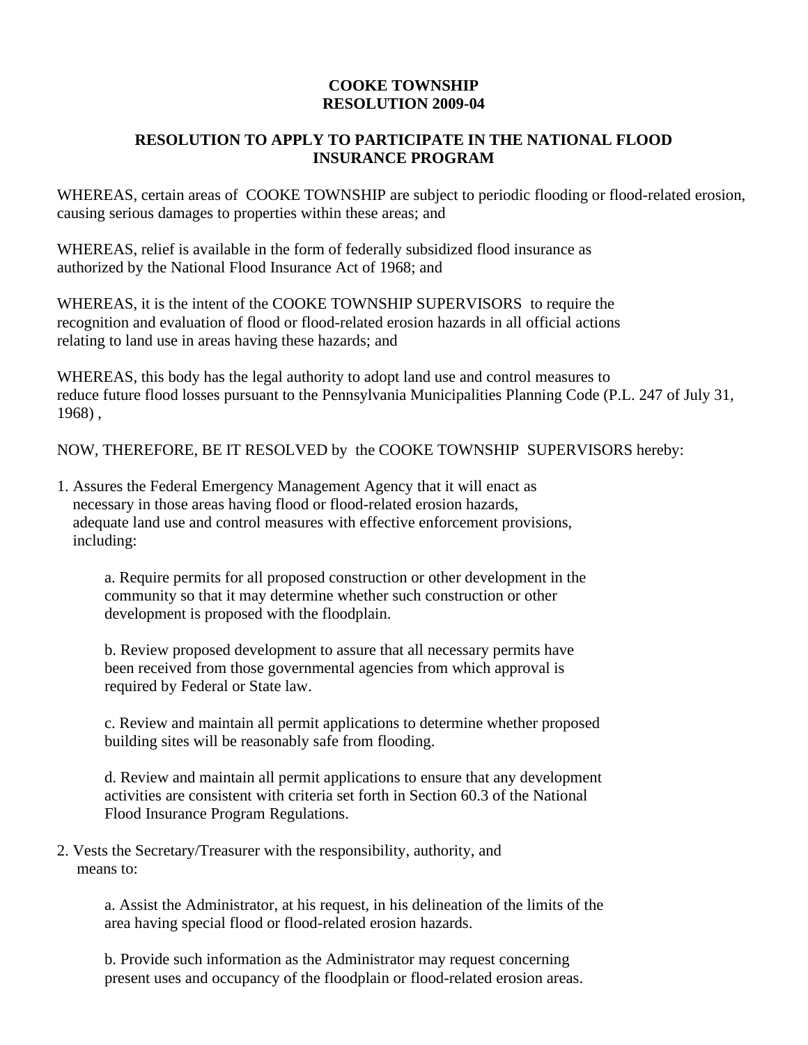# COOKE TOWNSHIP
# RESOLUTION 2009-04

## RESOLUTION TO APPLY TO PARTICIPATE IN THE NATIONAL FLOOD INSURANCE PROGRAM

WHEREAS, certain areas of COOKE TOWNSHIP are subject to periodic flooding or flood-related erosion, causing serious damages to properties within these areas; and

WHEREAS, relief is available in the form of federally subsidized flood insurance as authorized by the National Flood Insurance Act of 1968; and

WHEREAS, it is the intent of the COOKE TOWNSHIP SUPERVISORS to require the recognition and evaluation of flood or flood-related erosion hazards in all official actions relating to land use in areas having these hazards; and

WHEREAS, this body has the legal authority to adopt land use and control measures to reduce future flood losses pursuant to the Pennsylvania Municipalities Planning Code (P.L. 247 of July 31, 1968) ,

NOW, THEREFORE, BE IT RESOLVED by the COOKE TOWNSHIP SUPERVISORS hereby:

1. Assures the Federal Emergency Management Agency that it will enact as necessary in those areas having flood or flood-related erosion hazards, adequate land use and control measures with effective enforcement provisions, including:

   a. Require permits for all proposed construction or other development in the community so that it may determine whether such construction or other development is proposed with the floodplain.

   b. Review proposed development to assure that all necessary permits have been received from those governmental agencies from which approval is required by Federal or State law.

   c. Review and maintain all permit applications to determine whether proposed building sites will be reasonably safe from flooding.

   d. Review and maintain all permit applications to ensure that any development activities are consistent with criteria set forth in Section 60.3 of the National Flood Insurance Program Regulations.

2. Vests the Secretary/Treasurer with the responsibility, authority, and means to:

   a. Assist the Administrator, at his request, in his delineation of the limits of the area having special flood or flood-related erosion hazards.

   b. Provide such information as the Administrator may request concerning present uses and occupancy of the floodplain or flood-related erosion areas.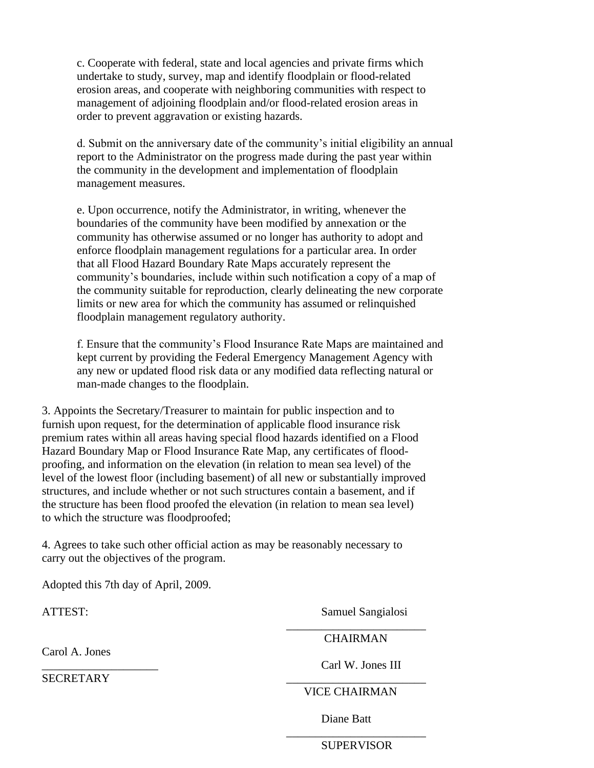c. Cooperate with federal, state and local agencies and private firms which undertake to study, survey, map and identify floodplain or flood-related erosion areas, and cooperate with neighboring communities with respect to management of adjoining floodplain and/or flood-related erosion areas in order to prevent aggravation or existing hazards.

d. Submit on the anniversary date of the community's initial eligibility an annual report to the Administrator on the progress made during the past year within the community in the development and implementation of floodplain management measures.

e. Upon occurrence, notify the Administrator, in writing, whenever the boundaries of the community have been modified by annexation or the community has otherwise assumed or no longer has authority to adopt and enforce floodplain management regulations for a particular area. In order that all Flood Hazard Boundary Rate Maps accurately represent the community's boundaries, include within such notification a copy of a map of the community suitable for reproduction, clearly delineating the new corporate limits or new area for which the community has assumed or relinquished floodplain management regulatory authority.

f. Ensure that the community's Flood Insurance Rate Maps are maintained and kept current by providing the Federal Emergency Management Agency with any new or updated flood risk data or any modified data reflecting natural or man-made changes to the floodplain.

3. Appoints the Secretary/Treasurer to maintain for public inspection and to furnish upon request, for the determination of applicable flood insurance risk premium rates within all areas having special flood hazards identified on a Flood Hazard Boundary Map or Flood Insurance Rate Map, any certificates of flood-proofing, and information on the elevation (in relation to mean sea level) of the level of the lowest floor (including basement) of all new or substantially improved structures, and include whether or not such structures contain a basement, and if the structure has been flood proofed the elevation (in relation to mean sea level) to which the structure was floodproofed;

4. Agrees to take such other official action as may be reasonably necessary to carry out the objectives of the program.

Adopted this 7th day of April, 2009.

ATTEST:

Carol A. Jones
____________________
SECRETARY

Samuel Sangialosi
________________________
CHAIRMAN

Carl W. Jones III
________________________
VICE CHAIRMAN

Diane Batt
________________________
SUPERVISOR